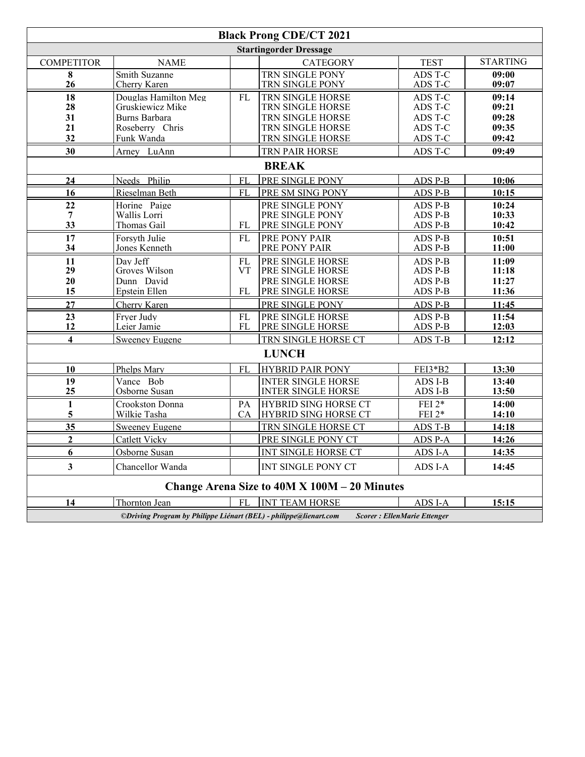# Black Prong CDE/CT 2021

## Startingorder Dressage

| COMPETITOR | NAME | | CATEGORY | TEST | STARTING |
|---|---|---|---|---|---|
| **8** | Smith Suzanne | | TRN SINGLE PONY | ADS T-C | **09:00** |
| **26** | Cherry Karen | | TRN SINGLE PONY | ADS T-C | **09:07** |
| **18** | Douglas Hamilton Meg | FL | TRN SINGLE HORSE | ADS T-C | **09:14** |
| **28** | Gruskiewicz Mike | | TRN SINGLE HORSE | ADS T-C | **09:21** |
| **31** | Burns Barbara | | TRN SINGLE HORSE | ADS T-C | **09:28** |
| **21** | Roseberry Chris | | TRN SINGLE HORSE | ADS T-C | **09:35** |
| **32** | Funk Wanda | | TRN SINGLE HORSE | ADS T-C | **09:42** |
| **30** | Arney LuAnn | | TRN PAIR HORSE | ADS T-C | **09:49** |
| | | | **BREAK** | | |
| **24** | Needs Philip | FL | PRE SINGLE PONY | ADS P-B | **10:06** |
| **16** | Rieselman Beth | FL | PRE SM SING PONY | ADS P-B | **10:15** |
| **22** | Horine Paige | | PRE SINGLE PONY | ADS P-B | **10:24** |
| **7** | Wallis Lorri | | PRE SINGLE PONY | ADS P-B | **10:33** |
| **33** | Thomas Gail | FL | PRE SINGLE PONY | ADS P-B | **10:42** |
| **17** | Forsyth Julie | FL | PRE PONY PAIR | ADS P-B | **10:51** |
| **34** | Jones Kenneth | | PRE PONY PAIR | ADS P-B | **11:00** |
| **11** | Day Jeff | FL | PRE SINGLE HORSE | ADS P-B | **11:09** |
| **29** | Groves Wilson | VT | PRE SINGLE HORSE | ADS P-B | **11:18** |
| **20** | Dunn David | | PRE SINGLE HORSE | ADS P-B | **11:27** |
| **15** | Epstein Ellen | FL | PRE SINGLE HORSE | ADS P-B | **11:36** |
| **27** | Cherry Karen | | PRE SINGLE PONY | ADS P-B | **11:45** |
| **23** | Fryer Judy | FL | PRE SINGLE HORSE | ADS P-B | **11:54** |
| **12** | Leier Jamie | FL | PRE SINGLE HORSE | ADS P-B | **12:03** |
| **4** | Sweeney Eugene | | TRN SINGLE HORSE CT | ADS T-B | **12:12** |
| | | | **LUNCH** | | |
| **10** | Phelps Mary | FL | HYBRID PAIR PONY | FEI3*B2 | **13:30** |
| **19** | Vance Bob | | INTER SINGLE HORSE | ADS I-B | **13:40** |
| **25** | Osborne Susan | | INTER SINGLE HORSE | ADS I-B | **13:50** |
| **1** | Crookston Donna | PA | HYBRID SING HORSE CT | FEI 2* | **14:00** |
| **5** | Wilkie Tasha | CA | HYBRID SING HORSE CT | FEI 2* | **14:10** |
| **35** | Sweeney Eugene | | TRN SINGLE HORSE CT | ADS T-B | **14:18** |
| **2** | Catlett Vicky | | PRE SINGLE PONY CT | ADS P-A | **14:26** |
| **6** | Osborne Susan | | INT SINGLE HORSE CT | ADS I-A | **14:35** |
| **3** | Chancellor Wanda | | INT SINGLE PONY CT | ADS I-A | **14:45** |
| | | | **Change Arena Size to 40M X 100M – 20 Minutes** | | |
| **14** | Thornton Jean | FL | INT TEAM HORSE | ADS I-A | **15:15** |

*©Driving Program by Philippe Liénart (BEL) - philippe@lienart.com* *Scorer : EllenMarie Ettenger*